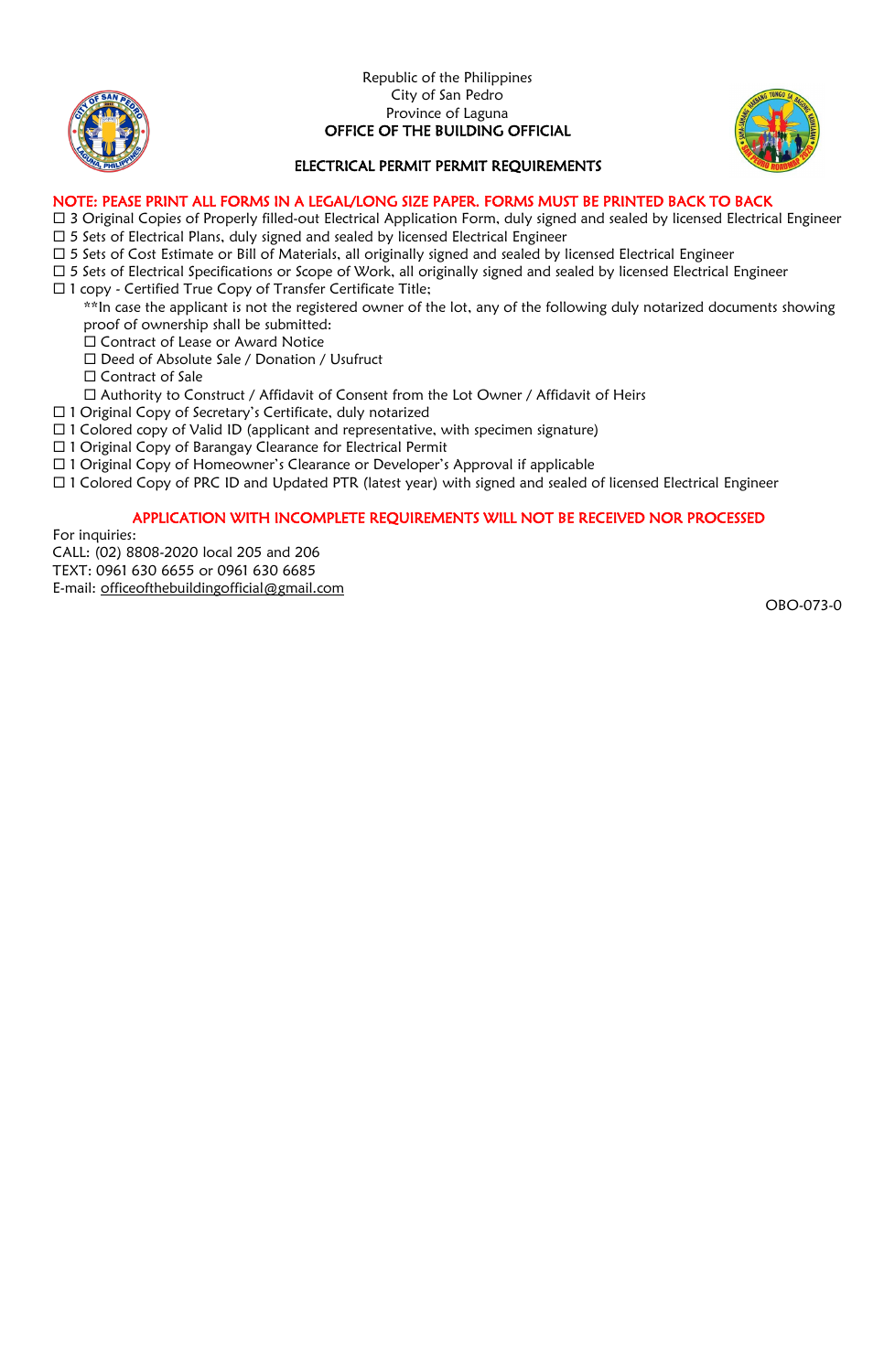Republic of the Philippines
City of San Pedro
Province of Laguna

**OFFICE OF THE BUILDING OFFICIAL**

## ELECTRICAL PERMIT PERMIT REQUIREMENTS

**NOTE: PEASE PRINT ALL FORMS IN A LEGAL/LONG SIZE PAPER. FORMS MUST BE PRINTED BACK TO BACK**

☐ 3 Original Copies of Properly filled-out Electrical Application Form, duly signed and sealed by licensed Electrical Engineer
☐ 5 Sets of Electrical Plans, duly signed and sealed by licensed Electrical Engineer
☐ 5 Sets of Cost Estimate or Bill of Materials, all originally signed and sealed by licensed Electrical Engineer
☐ 5 Sets of Electrical Specifications or Scope of Work, all originally signed and sealed by licensed Electrical Engineer
☐ 1 copy - Certified True Copy of Transfer Certificate Title;

**In case the applicant is not the registered owner of the lot, any of the following duly notarized documents showing proof of ownership shall be submitted:

☐ Contract of Lease or Award Notice
☐ Deed of Absolute Sale / Donation / Usufruct
☐ Contract of Sale
☐ Authority to Construct / Affidavit of Consent from the Lot Owner / Affidavit of Heirs

☐ 1 Original Copy of Secretary's Certificate, duly notarized
☐ 1 Colored copy of Valid ID (applicant and representative, with specimen signature)
☐ 1 Original Copy of Barangay Clearance for Electrical Permit
☐ 1 Original Copy of Homeowner's Clearance or Developer's Approval if applicable
☐ 1 Colored Copy of PRC ID and Updated PTR (latest year) with signed and sealed of licensed Electrical Engineer

**APPLICATION WITH INCOMPLETE REQUIREMENTS WILL NOT BE RECEIVED NOR PROCESSED**

For inquiries:
CALL: (02) 8808-2020 local 205 and 206
TEXT: 0961 630 6655 or 0961 630 6685
E-mail: officeofthebuildingofficial@gmail.com

OBO-073-0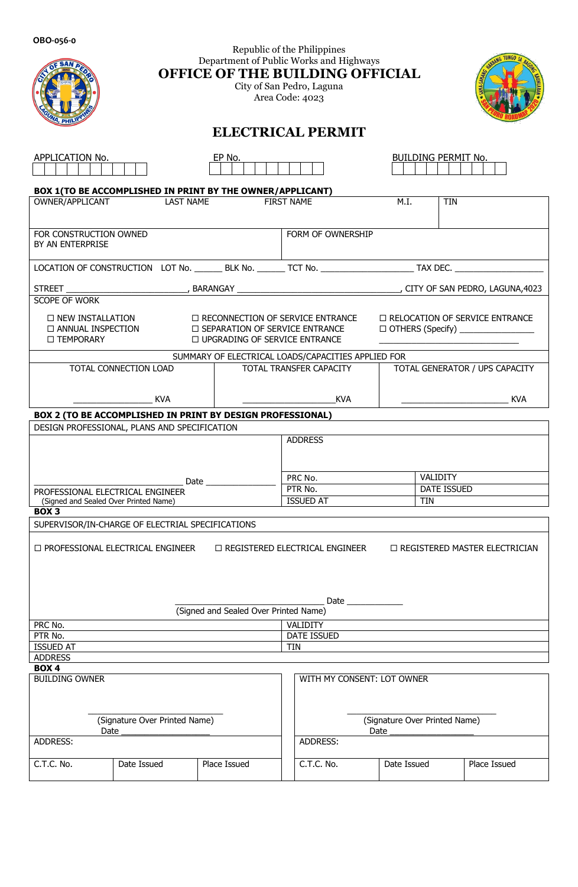OBO-056-0

Republic of the Philippines
Department of Public Works and Highways

# OFFICE OF THE BUILDING OFFICIAL

City of San Pedro, Laguna
Area Code: 4023

## ELECTRICAL PERMIT

| APPLICATION No. | EP No. | BUILDING PERMIT No. |
|---|---|---|
| | | |

**BOX 1(TO BE ACCOMPLISHED IN PRINT BY THE OWNER/APPLICANT)**

| OWNER/APPLICANT | LAST NAME | FIRST NAME | M.I. | TIN |
|---|---|---|---|---|
| | | | | |

| FOR CONSTRUCTION OWNED BY AN ENTERPRISE | FORM OF OWNERSHIP |
|---|---|
| | |

LOCATION OF CONSTRUCTION LOT No. ______ BLK No. ______ TCT No. ____________________ TAX DEC. ____________________

STREET ____________________________, BARANGAY ____________________________________, CITY OF SAN PEDRO, LAGUNA,4023

SCOPE OF WORK

- ☐ NEW INSTALLATION
- ☐ ANNUAL INSPECTION
- ☐ TEMPORARY
- ☐ RECONNECTION OF SERVICE ENTRANCE
- ☐ SEPARATION OF SERVICE ENTRANCE
- ☐ UPGRADING OF SERVICE ENTRANCE
- ☐ RELOCATION OF SERVICE ENTRANCE
- ☐ OTHERS (Specify) ________________ ______________________________

SUMMARY OF ELECTRICAL LOADS/CAPACITIES APPLIED FOR

| TOTAL CONNECTION LOAD | TOTAL TRANSFER CAPACITY | TOTAL GENERATOR / UPS CAPACITY |
|---|---|---|
| ________________ KVA | ____________________KVA | ______________________ KVA |

**BOX 2 (TO BE ACCOMPLISHED IN PRINT BY DESIGN PROFESSIONAL)**

DESIGN PROFESSIONAL, PLANS AND SPECIFICATION

| | ADDRESS | |
|---|---|---|
| ______________________________ Date ______________ | PRC No. | VALIDITY |
| PROFESSIONAL ELECTRICAL ENGINEER | PTR No. | DATE ISSUED |
| (Signed and Sealed Over Printed Name) | ISSUED AT | TIN |

**BOX 3**

SUPERVISOR/IN-CHARGE OF ELECTRIAL SPECIFICATIONS

☐ PROFESSIONAL ELECTRICAL ENGINEER ☐ REGISTERED ELECTRICAL ENGINEER ☐ REGISTERED MASTER ELECTRICIAN

________________________________ Date ____________
(Signed and Sealed Over Printed Name)

| PRC No. | VALIDITY |
|---|---|
| PTR No. | DATE ISSUED |
| ISSUED AT | TIN |
| ADDRESS | |

**BOX 4**

| BUILDING OWNER | | | WITH MY CONSENT: LOT OWNER | | |
|---|---|---|---|---|---|
| ____________________ (Signature Over Printed Name) Date __________________ | | | ______________________ (Signature Over Printed Name) Date ________________ | | |
| ADDRESS: | | | ADDRESS: | | |
| C.T.C. No. | Date Issued | Place Issued | C.T.C. No. | Date Issued | Place Issued |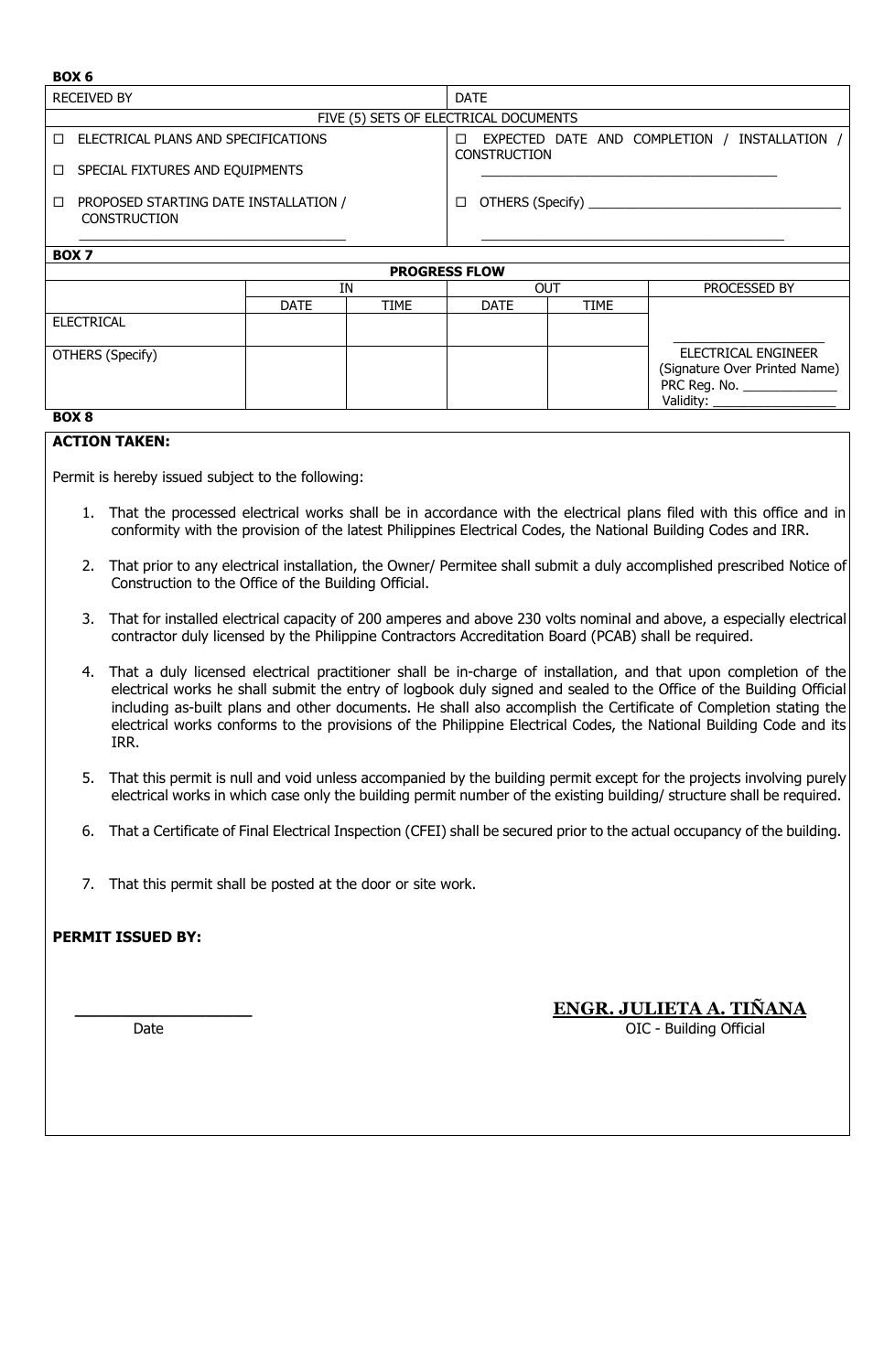**BOX 6**

| RECEIVED BY | DATE |
| --- | --- |
| FIVE (5) SETS OF ELECTRICAL DOCUMENTS | |
| ☐ ELECTRICAL PLANS AND SPECIFICATIONS<br>☐ SPECIAL FIXTURES AND EQUIPMENTS<br>☐ PROPOSED STARTING DATE INSTALLATION / CONSTRUCTION<br>\_\_\_\_\_\_\_\_\_\_\_\_\_\_\_\_\_\_\_\_\_\_\_\_\_\_\_\_\_\_\_\_\_\_\_\_ | ☐ EXPECTED DATE AND COMPLETION / INSTALLATION / CONSTRUCTION<br>\_\_\_\_\_\_\_\_\_\_\_\_\_\_\_\_\_\_\_\_\_\_\_\_\_\_\_\_\_\_\_\_\_\_\_\_<br>☐ OTHERS (Specify) \_\_\_\_\_\_\_\_\_\_\_\_\_\_\_\_\_\_\_\_\_\_\_\_\_\_\_\_\_\_\_\_\_\_\_\_<br>\_\_\_\_\_\_\_\_\_\_\_\_\_\_\_\_\_\_\_\_\_\_\_\_\_\_\_\_\_\_\_\_\_\_\_\_ |

**BOX 7**

| PROGRESS FLOW | | | | | |
| --- | --- | --- | --- | --- | --- |
| | IN | | OUT | | PROCESSED BY |
| | DATE | TIME | DATE | TIME | |
| ELECTRICAL | | | | | \_\_\_\_\_\_\_\_\_\_\_\_\_\_\_\_\_\_\_\_ |
| OTHERS (Specify) | | | | | ELECTRICAL ENGINEER<br>(Signature Over Printed Name)<br>PRC Reg. No. \_\_\_\_\_\_\_\_\_\_\_\_<br>Validity: \_\_\_\_\_\_\_\_\_\_\_\_\_\_\_\_ |

**BOX 8**

**ACTION TAKEN:**

Permit is hereby issued subject to the following:

1. That the processed electrical works shall be in accordance with the electrical plans filed with this office and in conformity with the provision of the latest Philippines Electrical Codes, the National Building Codes and IRR.

2. That prior to any electrical installation, the Owner/ Permitee shall submit a duly accomplished prescribed Notice of Construction to the Office of the Building Official.

3. That for installed electrical capacity of 200 amperes and above 230 volts nominal and above, a especially electrical contractor duly licensed by the Philippine Contractors Accreditation Board (PCAB) shall be required.

4. That a duly licensed electrical practitioner shall be in-charge of installation, and that upon completion of the electrical works he shall submit the entry of logbook duly signed and sealed to the Office of the Building Official including as-built plans and other documents. He shall also accomplish the Certificate of Completion stating the electrical works conforms to the provisions of the Philippine Electrical Codes, the National Building Code and its IRR.

5. That this permit is null and void unless accompanied by the building permit except for the projects involving purely electrical works in which case only the building permit number of the existing building/ structure shall be required.

6. That a Certificate of Final Electrical Inspection (CFEI) shall be secured prior to the actual occupancy of the building.

7. That this permit shall be posted at the door or site work.

**PERMIT ISSUED BY:**

\_\_\_\_\_\_\_\_\_\_\_\_\_\_\_\_\_\_\_\_
Date

**ENGR. JULIETA A. TIÑANA**
OIC - Building Official